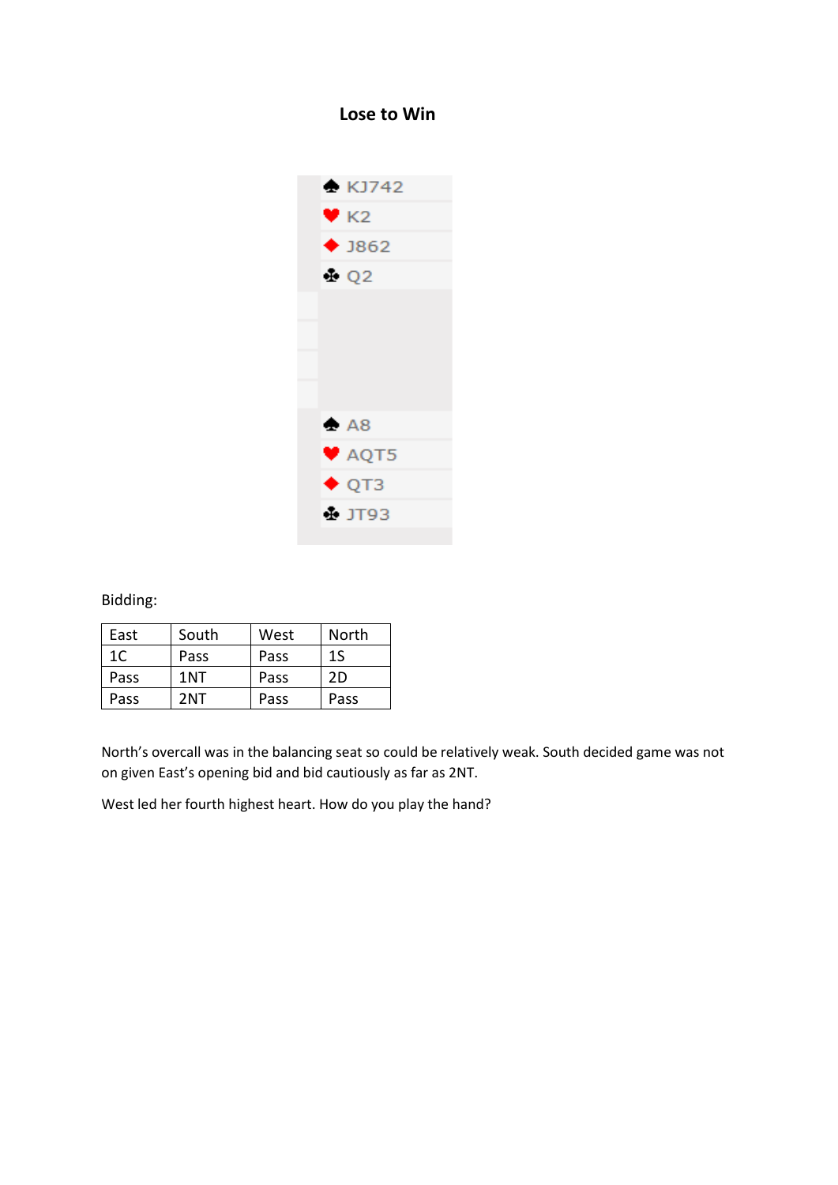# Lose to Win

♠ KJ742
♥ K2
♦ J862
♣ Q2

♠ A8
♥ AQT5
♦ QT3
♣ JT93

Bidding:

| East | South | West | North |
|---|---|---|---|
| 1C | Pass | Pass | 1S |
| Pass | 1NT | Pass | 2D |
| Pass | 2NT | Pass | Pass |

North's overcall was in the balancing seat so could be relatively weak. South decided game was not on given East's opening bid and bid cautiously as far as 2NT.

West led her fourth highest heart. How do you play the hand?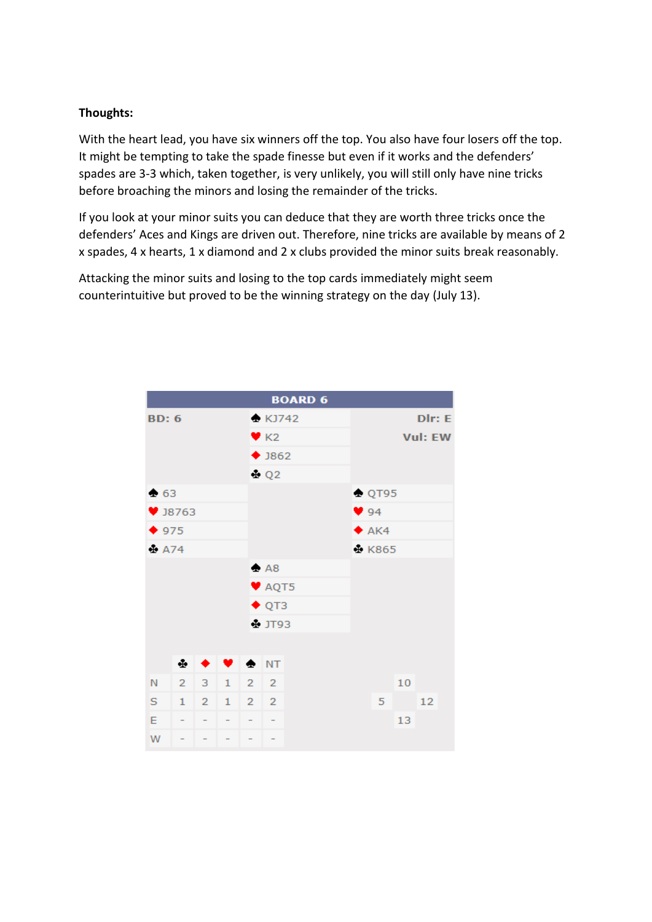**Thoughts:**

With the heart lead, you have six winners off the top. You also have four losers off the top. It might be tempting to take the spade finesse but even if it works and the defenders' spades are 3-3 which, taken together, is very unlikely, you will still only have nine tricks before broaching the minors and losing the remainder of the tricks.

If you look at your minor suits you can deduce that they are worth three tricks once the defenders' Aces and Kings are driven out. Therefore, nine tricks are available by means of 2 x spades, 4 x hearts, 1 x diamond and 2 x clubs provided the minor suits break reasonably.

Attacking the minor suits and losing to the top cards immediately might seem counterintuitive but proved to be the winning strategy on the day (July 13).

**BOARD 6**

| | | |
|---|---|---|
| BD: 6 | ♠ KJ742 | Dlr: E |
| | ♥ K2 | Vul: EW |
| | ♦ J862 | |
| | ♣ Q2 | |
| ♠ 63 | | ♠ QT95 |
| ♥ J8763 | | ♥ 94 |
| ♦ 975 | | ♦ AK4 |
| ♣ A74 | | ♣ K865 |
| | ♠ A8 | |
| | ♥ AQT5 | |
| | ♦ QT3 | |
| | ♣ JT93 | |

| | ♣ | ♦ | ♥ | ♠ | NT |
|---|---|---|---|---|---|
| N | 2 | 3 | 1 | 2 | 2 |
| S | 1 | 2 | 1 | 2 | 2 |
| E | - | - | - | - | - |
| W | - | - | - | - | - |

| | | |
|---|---|---|
| | 10 | |
| 5 | | 12 |
| | 13 | |